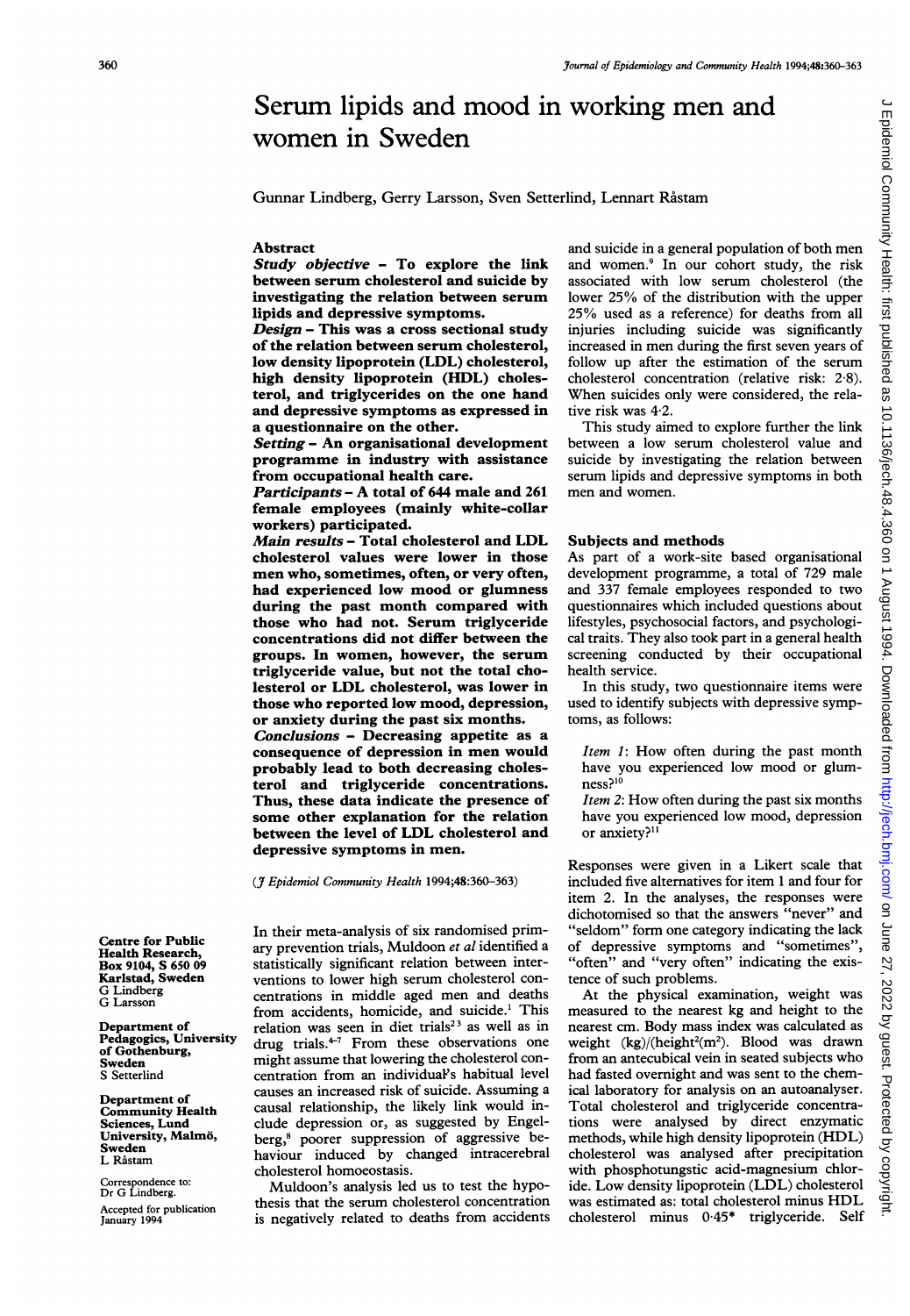# Serum lipids and mood in working men and women in Sweden

Gunnar Lindberg, Gerry Larsson, Sven Setterlind, Lennart Råstam

## Abstract

***Study objective*** – **To explore the link between serum cholesterol and suicide by investigating the relation between serum lipids and depressive symptoms.**

***Design*** – **This was a cross sectional study of the relation between serum cholesterol, low density lipoprotein (LDL) cholesterol, high density lipoprotein (HDL) cholesterol, and triglycerides on the one hand and depressive symptoms as expressed in a questionnaire on the other.**

***Setting*** – **An organisational development programme in industry with assistance from occupational health care.**

***Participants*** – **A total of 644 male and 261 female employees (mainly white-collar workers) participated.**

***Main results*** – **Total cholesterol and LDL cholesterol values were lower in those men who, sometimes, often, or very often, had experienced low mood or glumness during the past month compared with those who had not. Serum triglyceride concentrations did not differ between the groups. In women, however, the serum triglyceride value, but not the total cholesterol or LDL cholesterol, was lower in those who reported low mood, depression, or anxiety during the past six months.**

***Conclusions*** – **Decreasing appetite as a consequence of depression in men would probably lead to both decreasing cholesterol and triglyceride concentrations. Thus, these data indicate the presence of some other explanation for the relation between the level of LDL cholesterol and depressive symptoms in men.**

(*J Epidemiol Community Health* 1994;**48**:360–363)

Centre for Public Health Research, Box 9104, S 650 09 Karlstad, Sweden
G Lindberg
G Larsson

Department of Pedagogics, University of Gothenburg, Sweden
S Setterlind

Department of Community Health Sciences, Lund University, Malmö, Sweden
L Råstam

Correspondence to: Dr G Lindberg.

Accepted for publication January 1994

In their meta-analysis of six randomised primary prevention trials, Muldoon *et al* identified a statistically significant relation between interventions to lower high serum cholesterol concentrations in middle aged men and deaths from accidents, homicide, and suicide.[1] This relation was seen in diet trials[2 3] as well as in drug trials.[4–7] From these observations one might assume that lowering the cholesterol concentration from an individual's habitual level causes an increased risk of suicide. Assuming a causal relationship, the likely link would include depression or, as suggested by Engelberg,[8] poorer suppression of aggressive behaviour induced by changed intracerebral cholesterol homoeostasis.

Muldoon's analysis led us to test the hypothesis that the serum cholesterol concentration is negatively related to deaths from accidents and suicide in a general population of both men and women.[9] In our cohort study, the risk associated with low serum cholesterol (the lower 25% of the distribution with the upper 25% used as a reference) for deaths from all injuries including suicide was significantly increased in men during the first seven years of follow up after the estimation of the serum cholesterol concentration (relative risk: 2·8). When suicides only were considered, the relative risk was 4·2.

This study aimed to explore further the link between a low serum cholesterol value and suicide by investigating the relation between serum lipids and depressive symptoms in both men and women.

## Subjects and methods

As part of a work-site based organisational development programme, a total of 729 male and 337 female employees responded to two questionnaires which included questions about lifestyles, psychosocial factors, and psychological traits. They also took part in a general health screening conducted by their occupational health service.

In this study, two questionnaire items were used to identify subjects with depressive symptoms, as follows:

> *Item 1*: How often during the past month have you experienced low mood or glumness?[10]
>
> *Item 2*: How often during the past six months have you experienced low mood, depression or anxiety?[11]

Responses were given in a Likert scale that included five alternatives for item 1 and four for item 2. In the analyses, the responses were dichotomised so that the answers "never" and "seldom" form one category indicating the lack of depressive symptoms and "sometimes", "often" and "very often" indicating the existence of such problems.

At the physical examination, weight was measured to the nearest kg and height to the nearest cm. Body mass index was calculated as weight (kg)/(height$^2$(m$^2$). Blood was drawn from an antecubical vein in seated subjects who had fasted overnight and was sent to the chemical laboratory for analysis on an autoanalyser. Total cholesterol and triglyceride concentrations were analysed by direct enzymatic methods, while high density lipoprotein (HDL) cholesterol was analysed after precipitation with phosphotungstic acid-magnesium chloride. Low density lipoprotein (LDL) cholesterol was estimated as: total cholesterol minus HDL cholesterol minus 0·45* triglyceride. Self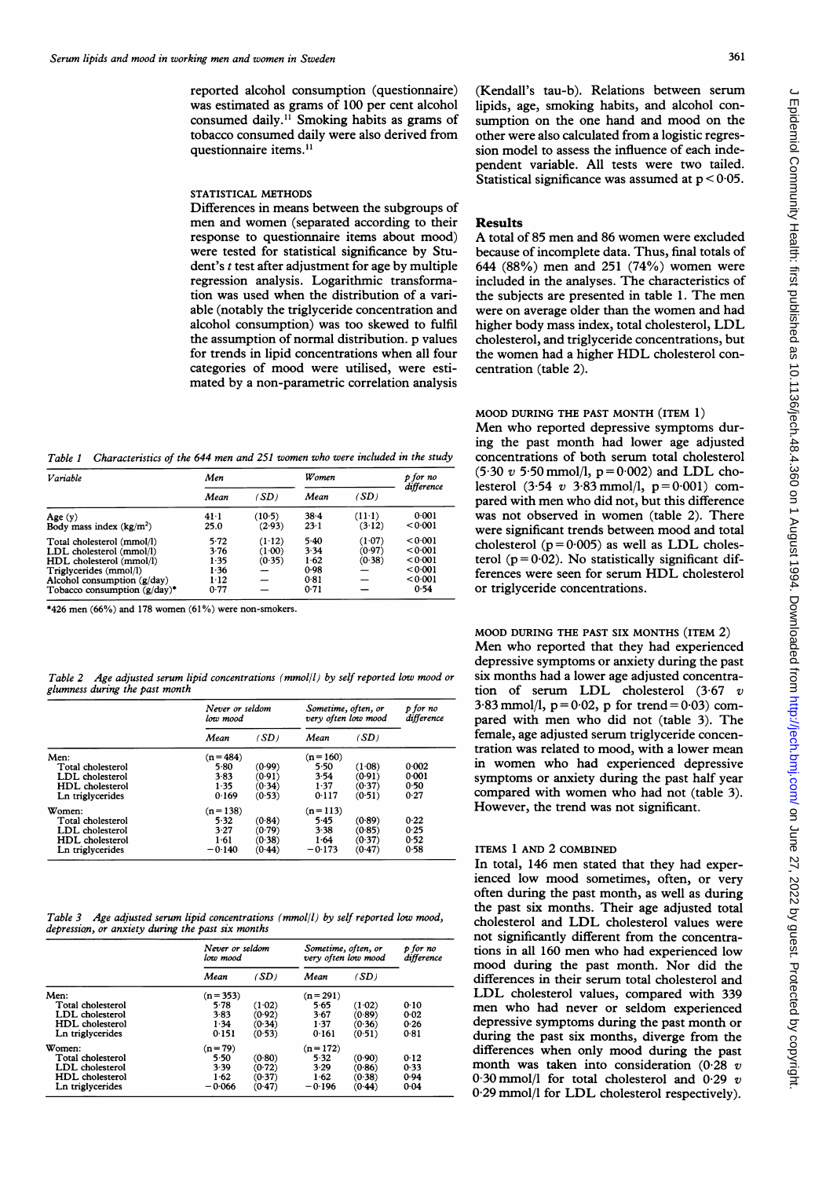reported alcohol consumption (questionnaire) was estimated as grams of 100 per cent alcohol consumed daily.[11] Smoking habits as grams of tobacco consumed daily were also derived from questionnaire items.[11]

### STATISTICAL METHODS

Differences in means between the subgroups of men and women (separated according to their response to questionnaire items about mood) were tested for statistical significance by Student's *t* test after adjustment for age by multiple regression analysis. Logarithmic transformation was used when the distribution of a variable (notably the triglyceride concentration and alcohol consumption) was too skewed to fulfil the assumption of normal distribution. p values for trends in lipid concentrations when all four categories of mood were utilised, were estimated by a non-parametric correlation analysis (Kendall's tau-b). Relations between serum lipids, age, smoking habits, and alcohol consumption on the one hand and mood on the other were also calculated from a logistic regression model to assess the influence of each independent variable. All tests were two tailed. Statistical significance was assumed at $p < 0.05$.

*Table 1 Characteristics of the 644 men and 251 women who were included in the study*

| Variable | Men | | Women | | p for no difference |
|---|---|---|---|---|---|
| | Mean | (SD) | Mean | (SD) | |
| Age (y) | 41·1 | (10·5) | 38·4 | (11·1) | 0·001 |
| Body mass index (kg/m²) | 25.0 | (2·93) | 23·1 | (3·12) | <0·001 |
| Total cholesterol (mmol/l) | 5·72 | (1·12) | 5·40 | (1·07) | <0·001 |
| LDL cholesterol (mmol/l) | 3·76 | (1·00) | 3·34 | (0·97) | <0·001 |
| HDL cholesterol (mmol/l) | 1·35 | (0·35) | 1·62 | (0·38) | <0·001 |
| Triglycerides (mmol/l) | 1·36 | — | 0·98 | — | <0·001 |
| Alcohol consumption (g/day) | 1·12 | — | 0·81 | — | <0·001 |
| Tobacco consumption (g/day)* | 0·77 | — | 0·71 | — | 0·54 |

*426 men (66%) and 178 women (61%) were non-smokers.

*Table 2 Age adjusted serum lipid concentrations (mmol/l) by self reported low mood or glumness during the past month*

| | Never or seldom low mood | | Sometime, often, or very often low mood | | p for no difference |
|---|---|---|---|---|---|
| | Mean | (SD) | Mean | (SD) | |
| Men: | (n=484) | | (n=160) | | |
| Total cholesterol | 5·80 | (0·99) | 5·50 | (1·08) | 0·002 |
| LDL cholesterol | 3·83 | (0·91) | 3·54 | (0·91) | 0·001 |
| HDL cholesterol | 1·35 | (0·34) | 1·37 | (0·37) | 0·50 |
| Ln triglycerides | 0·169 | (0·53) | 0·117 | (0·51) | 0·27 |
| Women: | (n=138) | | (n=113) | | |
| Total cholesterol | 5·32 | (0·84) | 5·45 | (0·89) | 0·22 |
| LDL cholesterol | 3·27 | (0·79) | 3·38 | (0·85) | 0·25 |
| HDL cholesterol | 1·61 | (0·38) | 1·64 | (0·37) | 0·52 |
| Ln triglycerides | −0·140 | (0·44) | −0·173 | (0·47) | 0·58 |

*Table 3 Age adjusted serum lipid concentrations (mmol/l) by self reported low mood, depression, or anxiety during the past six months*

| | Never or seldom low mood | | Sometime, often, or very often low mood | | p for no difference |
|---|---|---|---|---|---|
| | Mean | (SD) | Mean | (SD) | |
| Men: | (n=353) | | (n=291) | | |
| Total cholesterol | 5·78 | (1·02) | 5·65 | (1·02) | 0·10 |
| LDL cholesterol | 3·83 | (0·92) | 3·67 | (0·89) | 0·02 |
| HDL cholesterol | 1·34 | (0·34) | 1·37 | (0·36) | 0·26 |
| Ln triglycerides | 0·151 | (0·53) | 0·161 | (0·51) | 0·81 |
| Women: | (n=79) | | (n=172) | | |
| Total cholesterol | 5·50 | (0·80) | 5·32 | (0·90) | 0·12 |
| LDL cholesterol | 3·39 | (0·72) | 3·29 | (0·86) | 0·33 |
| HDL cholesterol | 1·62 | (0·37) | 1·62 | (0·38) | 0·94 |
| Ln triglycerides | −0·066 | (0·47) | −0·196 | (0·44) | 0·04 |

## Results

A total of 85 men and 86 women were excluded because of incomplete data. Thus, final totals of 644 (88%) men and 251 (74%) women were included in the analyses. The characteristics of the subjects are presented in table 1. The men were on average older than the women and had higher body mass index, total cholesterol, LDL cholesterol, and triglyceride concentrations, but the women had a higher HDL cholesterol concentration (table 2).

### MOOD DURING THE PAST MONTH (ITEM 1)

Men who reported depressive symptoms during the past month had lower age adjusted concentrations of both serum total cholesterol (5·30 *v* 5·50 mmol/l, $p = 0·002$) and LDL cholesterol (3·54 *v* 3·83 mmol/l, $p = 0·001$) compared with men who did not, but this difference was not observed in women (table 2). There were significant trends between mood and total cholesterol ($p = 0·005$) as well as LDL cholesterol ($p = 0·02$). No statistically significant differences were seen for serum HDL cholesterol or triglyceride concentrations.

### MOOD DURING THE PAST SIX MONTHS (ITEM 2)

Men who reported that they had experienced depressive symptoms or anxiety during the past six months had a lower age adjusted concentration of serum LDL cholesterol (3·67 *v* 3·83 mmol/l, $p = 0·02$, p for trend $= 0·03$) compared with men who did not (table 3). The female, age adjusted serum triglyceride concentration was related to mood, with a lower mean in women who had experienced depressive symptoms or anxiety during the past half year compared with women who had not (table 3). However, the trend was not significant.

### ITEMS 1 AND 2 COMBINED

In total, 146 men stated that they had experienced low mood sometimes, often, or very often during the past month, as well as during the past six months. Their age adjusted total cholesterol and LDL cholesterol values were not significantly different from the concentrations in all 160 men who had experienced low mood during the past month. Nor did the differences in their serum total cholesterol and LDL cholesterol values, compared with 339 men who had never or seldom experienced depressive symptoms during the past month or during the past six months, diverge from the differences when only mood during the past month was taken into consideration (0·28 *v* 0·30 mmol/l for total cholesterol and 0·29 *v* 0·29 mmol/l for LDL cholesterol respectively).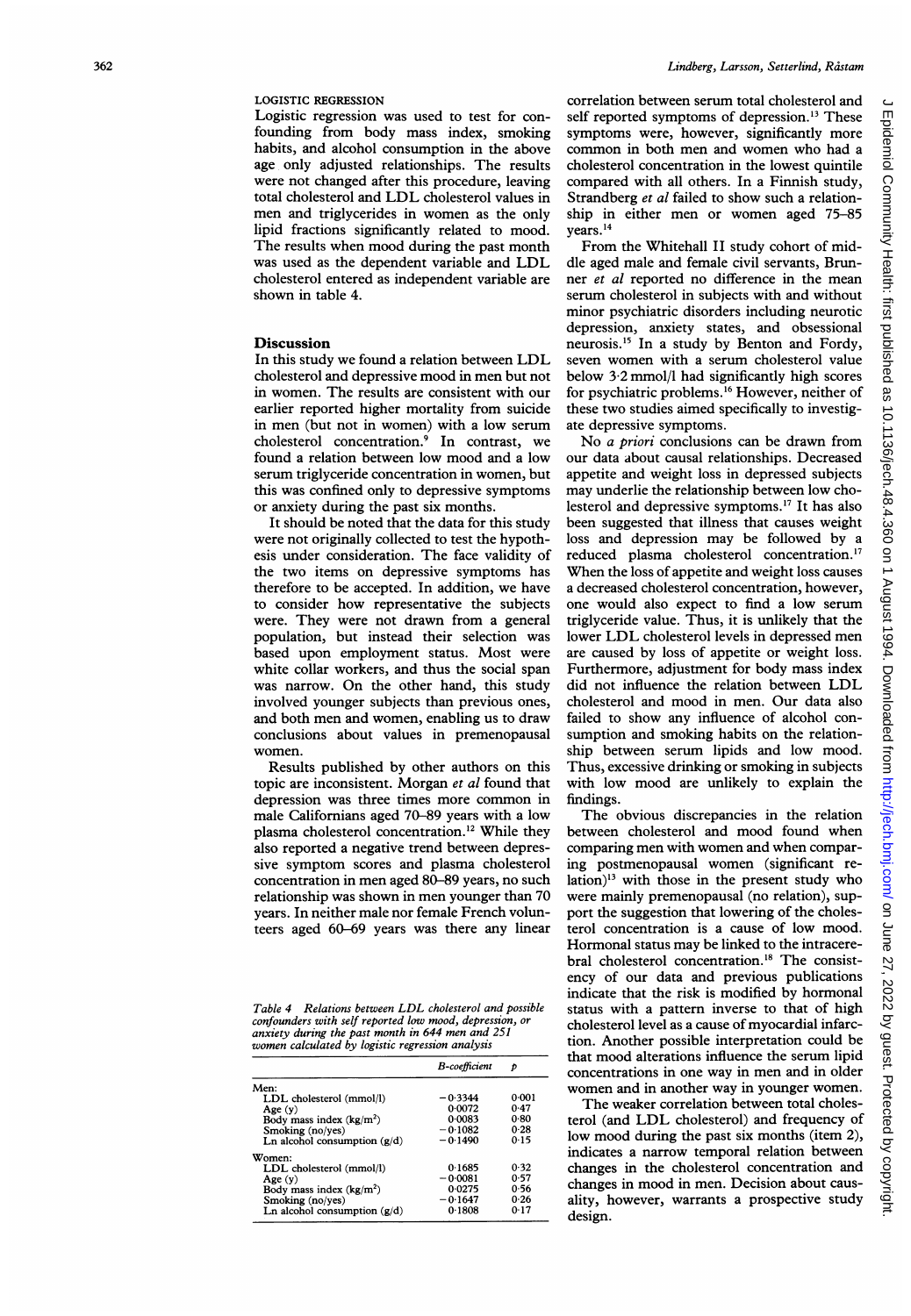LOGISTIC REGRESSION

Logistic regression was used to test for confounding from body mass index, smoking habits, and alcohol consumption in the above age only adjusted relationships. The results were not changed after this procedure, leaving total cholesterol and LDL cholesterol values in men and triglycerides in women as the only lipid fractions significantly related to mood. The results when mood during the past month was used as the dependent variable and LDL cholesterol entered as independent variable are shown in table 4.

Table 4 *Relations between LDL cholesterol and possible confounders with self reported low mood, depression, or anxiety during the past month in 644 men and 251 women calculated by logistic regression analysis*

| | B-coefficient | p |
|---|---|---|
| Men: | | |
| LDL cholesterol (mmol/l) | −0·3344 | 0·001 |
| Age (y) | 0·0072 | 0·47 |
| Body mass index (kg/m²) | 0·0083 | 0·80 |
| Smoking (no/yes) | −0·1082 | 0·28 |
| Ln alcohol consumption (g/d) | −0·1490 | 0·15 |
| Women: | | |
| LDL cholesterol (mmol/l) | 0·1685 | 0·32 |
| Age (y) | −0·0081 | 0·57 |
| Body mass index (kg/m²) | 0·0275 | 0·56 |
| Smoking (no/yes) | −0·1647 | 0·26 |
| Ln alcohol consumption (g/d) | 0·1808 | 0·17 |

## Discussion

In this study we found a relation between LDL cholesterol and depressive mood in men but not in women. The results are consistent with our earlier reported higher mortality from suicide in men (but not in women) with a low serum cholesterol concentration.[9] In contrast, we found a relation between low mood and a low serum triglyceride concentration in women, but this was confined only to depressive symptoms or anxiety during the past six months.

It should be noted that the data for this study were not originally collected to test the hypothesis under consideration. The face validity of the two items on depressive symptoms has therefore to be accepted. In addition, we have to consider how representative the subjects were. They were not drawn from a general population, but instead their selection was based upon employment status. Most were white collar workers, and thus the social span was narrow. On the other hand, this study involved younger subjects than previous ones, and both men and women, enabling us to draw conclusions about values in premenopausal women.

Results published by other authors on this topic are inconsistent. Morgan *et al* found that depression was three times more common in male Californians aged 70–89 years with a low plasma cholesterol concentration.[12] While they also reported a negative trend between depressive symptom scores and plasma cholesterol concentration in men aged 80–89 years, no such relationship was shown in men younger than 70 years. In neither male nor female French volunteers aged 60–69 years was there any linear correlation between serum total cholesterol and self reported symptoms of depression.[13] These symptoms were, however, significantly more common in both men and women who had a cholesterol concentration in the lowest quintile compared with all others. In a Finnish study, Strandberg *et al* failed to show such a relationship in either men or women aged 75–85 years.[14]

From the Whitehall II study cohort of middle aged male and female civil servants, Brunner *et al* reported no difference in the mean serum cholesterol in subjects with and without minor psychiatric disorders including neurotic depression, anxiety states, and obsessional neurosis.[15] In a study by Benton and Fordy, seven women with a serum cholesterol value below 3·2 mmol/l had significantly high scores for psychiatric problems.[16] However, neither of these two studies aimed specifically to investigate depressive symptoms.

No *a priori* conclusions can be drawn from our data about causal relationships. Decreased appetite and weight loss in depressed subjects may underlie the relationship between low cholesterol and depressive symptoms.[17] It has also been suggested that illness that causes weight loss and depression may be followed by a reduced plasma cholesterol concentration.[17] When the loss of appetite and weight loss causes a decreased cholesterol concentration, however, one would also expect to find a low serum triglyceride value. Thus, it is unlikely that the lower LDL cholesterol levels in depressed men are caused by loss of appetite or weight loss. Furthermore, adjustment for body mass index did not influence the relation between LDL cholesterol and mood in men. Our data also failed to show any influence of alcohol consumption and smoking habits on the relationship between serum lipids and low mood. Thus, excessive drinking or smoking in subjects with low mood are unlikely to explain the findings.

The obvious discrepancies in the relation between cholesterol and mood found when comparing men with women and when comparing postmenopausal women (significant relation)[13] with those in the present study who were mainly premenopausal (no relation), support the suggestion that lowering of the cholesterol concentration is a cause of low mood. Hormonal status may be linked to the intracerebral cholesterol concentration.[18] The consistency of our data and previous publications indicate that the risk is modified by hormonal status with a pattern inverse to that of high cholesterol level as a cause of myocardial infarction. Another possible interpretation could be that mood alterations influence the serum lipid concentrations in one way in men and in older women and in another way in younger women.

The weaker correlation between total cholesterol (and LDL cholesterol) and frequency of low mood during the past six months (item 2), indicates a narrow temporal relation between changes in the cholesterol concentration and changes in mood in men. Decision about causality, however, warrants a prospective study design.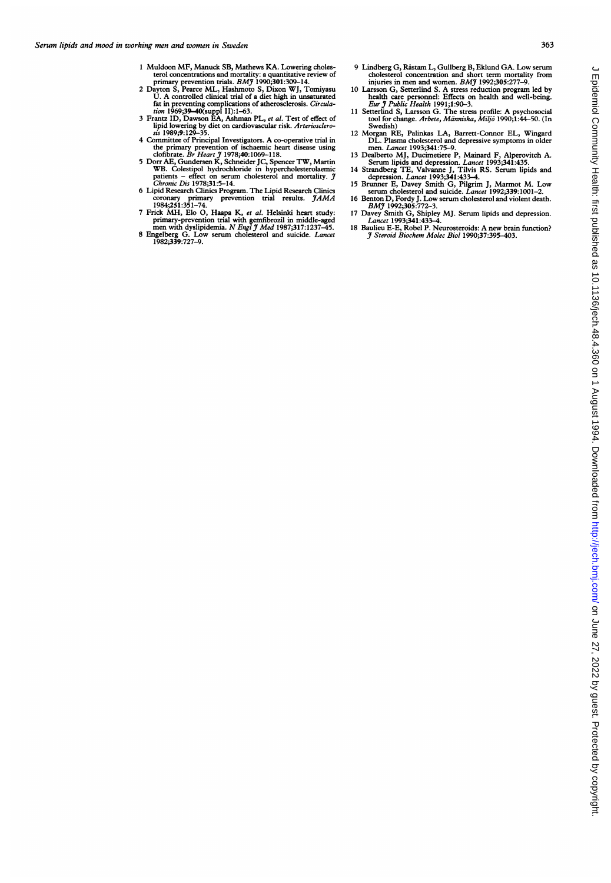1 Muldoon MF, Manuck SB, Mathews KA. Lowering cholesterol concentrations and mortality: a quantitative review of primary prevention trials. *BMJ* 1990;**301**:309–14.
2 Dayton S, Pearce ML, Hashmoto S, Dixon WJ, Tomiyasu U. A controlled clinical trial of a diet high in unsaturated fat in preventing complications of atherosclerosis. *Circulation* 1969;**39–40**(suppl II):1–63.
3 Frantz ID, Dawson EA, Ashman PL, *et al*. Test of effect of lipid lowering by diet on cardiovascular risk. *Arteriosclerosis* 1989;**9**:129–35.
4 Committee of Principal Investigators. A co-operative trial in the primary prevention of ischaemic heart disease using clofibrate. *Br Heart J* 1978;**40**:1069–118.
5 Dorr AE, Gundersen K, Schneider JC, Spencer TW, Martin WB. Colestipol hydrochloride in hypercholesterolaemic patients – effect on serum cholesterol and mortality. *J Chronic Dis* 1978;**31**:5–14.
6 Lipid Research Clinics Program. The Lipid Research Clinics coronary primary prevention trial results. *JAMA* 1984;**251**:351–74.
7 Frick MH, Elo O, Haapa K, *et al*. Helsinki heart study: primary-prevention trial with gemfibrozil in middle-aged men with dyslipidemia. *N Engl J Med* 1987;**317**:1237–45.
8 Engelberg G. Low serum cholesterol and suicide. *Lancet* 1982;**339**:727–9.
9 Lindberg G, Råstam L, Gullberg B, Eklund GA. Low serum cholesterol concentration and short term mortality from injuries in men and women. *BMJ* 1992;**305**:277–9.
10 Larsson G, Setterlind S. A stress reduction program led by health care personnel: Effects on health and well-being. *Eur J Public Health* 1991;**1**:90–3.
11 Setterlind S, Larsson G. The stress profile: A psychosocial tool for change. *Arbete, Människa, Miljö* 1990;**1**:44–50. (In Swedish)
12 Morgan RE, Palinkas LA, Barrett-Connor EL, Wingard DL. Plasma cholesterol and depressive symptoms in older men. *Lancet* 1993;**341**:75–9.
13 Dealberto MJ, Ducimetiere P, Mainard F, Alperovitch A. Serum lipids and depression. *Lancet* 1993;**341**:435.
14 Strandberg TE, Valvanne J, Tilvis RS. Serum lipids and depression. *Lancet* 1993;**341**:433–4.
15 Brunner E, Davey Smith G, Pilgrim J, Marmot M. Low serum cholesterol and suicide. *Lancet* 1992;**339**:1001–2.
16 Benton D, Fordy J. Low serum cholesterol and violent death. *BMJ* 1992;**305**:772–3.
17 Davey Smith G, Shipley MJ. Serum lipids and depression. *Lancet* 1993;**341**:433–4.
18 Baulieu E-E, Robel P. Neurosteroids: A new brain function? *J Steroid Biochem Molec Biol* 1990;**37**:395–403.